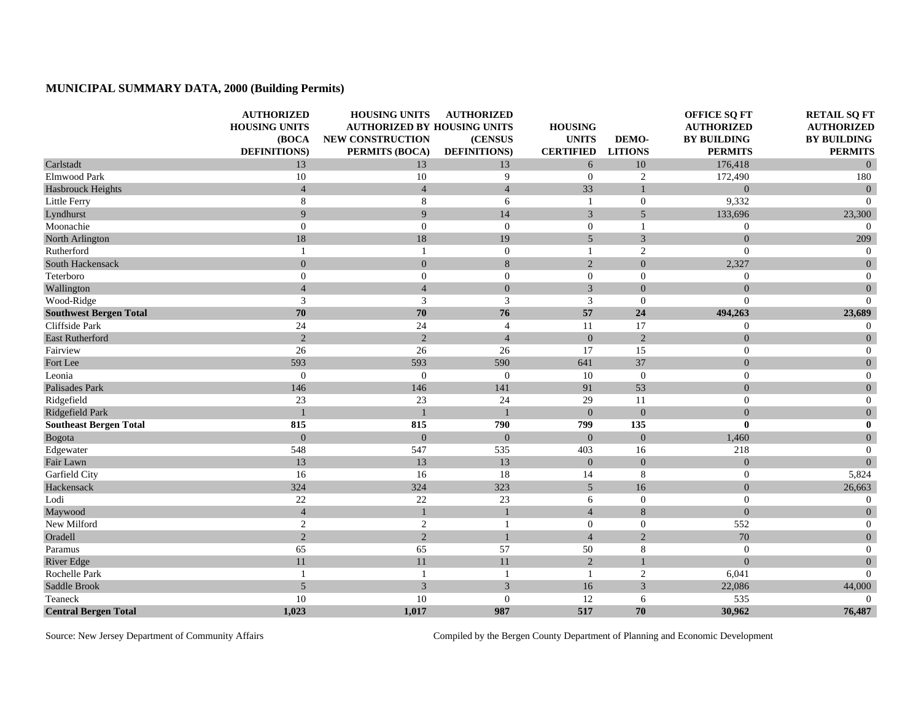## MUNICIPAL SUMMARY DATA, 2000 (Building Permits)

| | AUTHORIZED HOUSING UNITS (BOCA DEFINITIONS) | HOUSING UNITS AUTHORIZED BY NEW CONSTRUCTION PERMITS (BOCA) | AUTHORIZED HOUSING UNITS (CENSUS DEFINITIONS) | HOUSING UNITS CERTIFIED | DEMO-LITIONS | OFFICE SQ FT AUTHORIZED BY BUILDING PERMITS | RETAIL SQ FT AUTHORIZED BY BUILDING PERMITS |
|---|---|---|---|---|---|---|---|
| Carlstadt | 13 | 13 | 13 | 6 | 10 | 176,418 | 0 |
| Elmwood Park | 10 | 10 | 9 | 0 | 2 | 172,490 | 180 |
| Hasbrouck Heights | 4 | 4 | 4 | 33 | 1 | 0 | 0 |
| Little Ferry | 8 | 8 | 6 | 1 | 0 | 9,332 | 0 |
| Lyndhurst | 9 | 9 | 14 | 3 | 5 | 133,696 | 23,300 |
| Moonachie | 0 | 0 | 0 | 0 | 1 | 0 | 0 |
| North Arlington | 18 | 18 | 19 | 5 | 3 | 0 | 209 |
| Rutherford | 1 | 1 | 0 | 1 | 2 | 0 | 0 |
| South Hackensack | 0 | 0 | 8 | 2 | 0 | 2,327 | 0 |
| Teterboro | 0 | 0 | 0 | 0 | 0 | 0 | 0 |
| Wallington | 4 | 4 | 0 | 3 | 0 | 0 | 0 |
| Wood-Ridge | 3 | 3 | 3 | 3 | 0 | 0 | 0 |
| **Southwest Bergen Total** | **70** | **70** | **76** | **57** | **24** | **494,263** | **23,689** |
| Cliffside Park | 24 | 24 | 4 | 11 | 17 | 0 | 0 |
| East Rutherford | 2 | 2 | 4 | 0 | 2 | 0 | 0 |
| Fairview | 26 | 26 | 26 | 17 | 15 | 0 | 0 |
| Fort Lee | 593 | 593 | 590 | 641 | 37 | 0 | 0 |
| Leonia | 0 | 0 | 0 | 10 | 0 | 0 | 0 |
| Palisades Park | 146 | 146 | 141 | 91 | 53 | 0 | 0 |
| Ridgefield | 23 | 23 | 24 | 29 | 11 | 0 | 0 |
| Ridgefield Park | 1 | 1 | 1 | 0 | 0 | 0 | 0 |
| **Southeast Bergen Total** | **815** | **815** | **790** | **799** | **135** | **0** | **0** |
| Bogota | 0 | 0 | 0 | 0 | 0 | 1,460 | 0 |
| Edgewater | 548 | 547 | 535 | 403 | 16 | 218 | 0 |
| Fair Lawn | 13 | 13 | 13 | 0 | 0 | 0 | 0 |
| Garfield City | 16 | 16 | 18 | 14 | 8 | 0 | 5,824 |
| Hackensack | 324 | 324 | 323 | 5 | 16 | 0 | 26,663 |
| Lodi | 22 | 22 | 23 | 6 | 0 | 0 | 0 |
| Maywood | 4 | 1 | 1 | 4 | 8 | 0 | 0 |
| New Milford | 2 | 2 | 1 | 0 | 0 | 552 | 0 |
| Oradell | 2 | 2 | 1 | 4 | 2 | 70 | 0 |
| Paramus | 65 | 65 | 57 | 50 | 8 | 0 | 0 |
| River Edge | 11 | 11 | 11 | 2 | 1 | 0 | 0 |
| Rochelle Park | 1 | 1 | 1 | 1 | 2 | 6,041 | 0 |
| Saddle Brook | 5 | 3 | 3 | 16 | 3 | 22,086 | 44,000 |
| Teaneck | 10 | 10 | 0 | 12 | 6 | 535 | 0 |
| **Central Bergen Total** | **1,023** | **1,017** | **987** | **517** | **70** | **30,962** | **76,487** |

Source: New Jersey Department of Community Affairs

Compiled by the Bergen County Department of Planning and Economic Development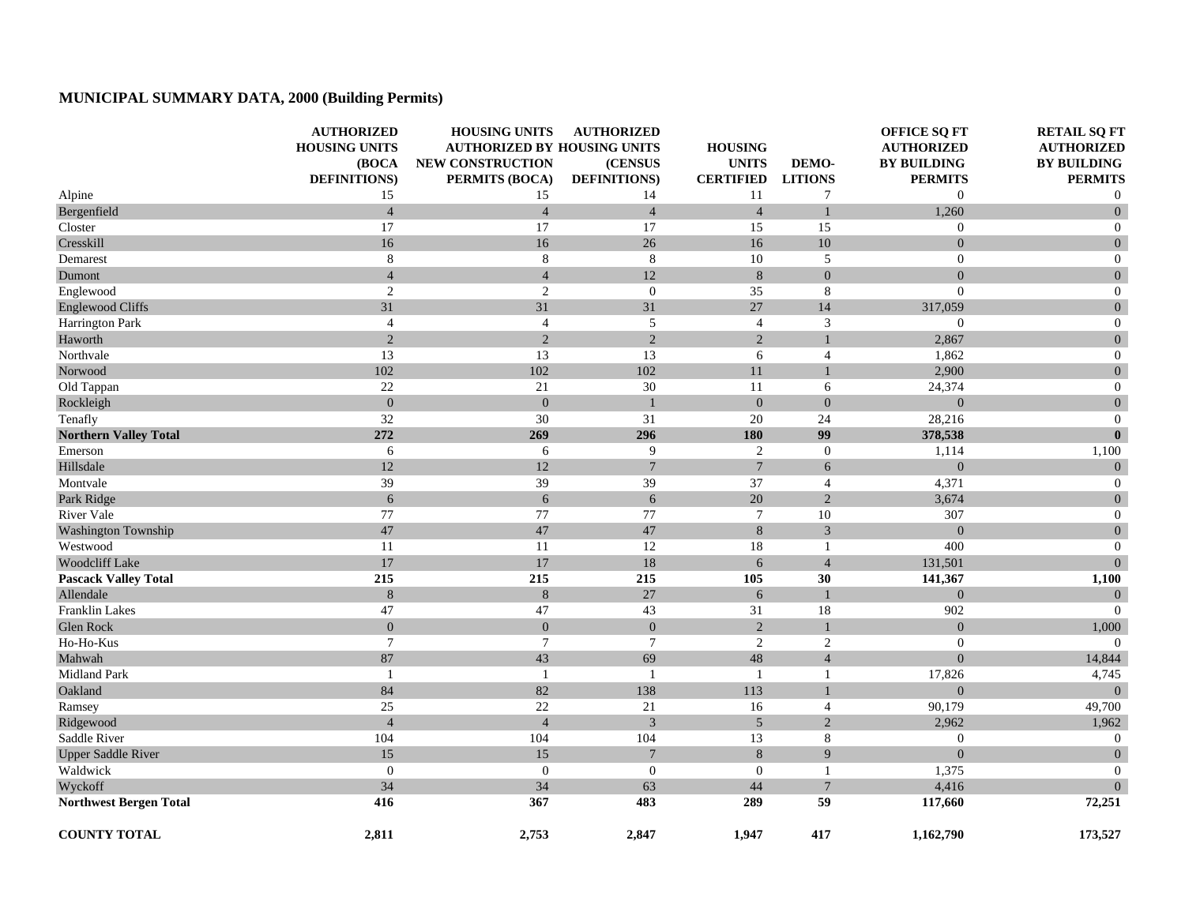## MUNICIPAL SUMMARY DATA, 2000 (Building Permits)

| | AUTHORIZED HOUSING UNITS (BOCA DEFINITIONS) | HOUSING UNITS AUTHORIZED BY NEW CONSTRUCTION PERMITS (BOCA) | AUTHORIZED HOUSING UNITS (CENSUS DEFINITIONS) | HOUSING UNITS CERTIFIED | DEMO-LITIONS | OFFICE SQ FT AUTHORIZED BY BUILDING PERMITS | RETAIL SQ FT AUTHORIZED BY BUILDING PERMITS |
|---|---|---|---|---|---|---|---|
| Alpine | 15 | 15 | 14 | 11 | 7 | 0 | 0 |
| Bergenfield | 4 | 4 | 4 | 4 | 1 | 1,260 | 0 |
| Closter | 17 | 17 | 17 | 15 | 15 | 0 | 0 |
| Cresskill | 16 | 16 | 26 | 16 | 10 | 0 | 0 |
| Demarest | 8 | 8 | 8 | 10 | 5 | 0 | 0 |
| Dumont | 4 | 4 | 12 | 8 | 0 | 0 | 0 |
| Englewood | 2 | 2 | 0 | 35 | 8 | 0 | 0 |
| Englewood Cliffs | 31 | 31 | 31 | 27 | 14 | 317,059 | 0 |
| Harrington Park | 4 | 4 | 5 | 4 | 3 | 0 | 0 |
| Haworth | 2 | 2 | 2 | 2 | 1 | 2,867 | 0 |
| Northvale | 13 | 13 | 13 | 6 | 4 | 1,862 | 0 |
| Norwood | 102 | 102 | 102 | 11 | 1 | 2,900 | 0 |
| Old Tappan | 22 | 21 | 30 | 11 | 6 | 24,374 | 0 |
| Rockleigh | 0 | 0 | 1 | 0 | 0 | 0 | 0 |
| Tenafly | 32 | 30 | 31 | 20 | 24 | 28,216 | 0 |
| **Northern Valley Total** | **272** | **269** | **296** | **180** | **99** | **378,538** | **0** |
| Emerson | 6 | 6 | 9 | 2 | 0 | 1,114 | 1,100 |
| Hillsdale | 12 | 12 | 7 | 7 | 6 | 0 | 0 |
| Montvale | 39 | 39 | 39 | 37 | 4 | 4,371 | 0 |
| Park Ridge | 6 | 6 | 6 | 20 | 2 | 3,674 | 0 |
| River Vale | 77 | 77 | 77 | 7 | 10 | 307 | 0 |
| Washington Township | 47 | 47 | 47 | 8 | 3 | 0 | 0 |
| Westwood | 11 | 11 | 12 | 18 | 1 | 400 | 0 |
| Woodcliff Lake | 17 | 17 | 18 | 6 | 4 | 131,501 | 0 |
| **Pascack Valley Total** | **215** | **215** | **215** | **105** | **30** | **141,367** | **1,100** |
| Allendale | 8 | 8 | 27 | 6 | 1 | 0 | 0 |
| Franklin Lakes | 47 | 47 | 43 | 31 | 18 | 902 | 0 |
| Glen Rock | 0 | 0 | 0 | 2 | 1 | 0 | 1,000 |
| Ho-Ho-Kus | 7 | 7 | 7 | 2 | 2 | 0 | 0 |
| Mahwah | 87 | 43 | 69 | 48 | 4 | 0 | 14,844 |
| Midland Park | 1 | 1 | 1 | 1 | 1 | 17,826 | 4,745 |
| Oakland | 84 | 82 | 138 | 113 | 1 | 0 | 0 |
| Ramsey | 25 | 22 | 21 | 16 | 4 | 90,179 | 49,700 |
| Ridgewood | 4 | 4 | 3 | 5 | 2 | 2,962 | 1,962 |
| Saddle River | 104 | 104 | 104 | 13 | 8 | 0 | 0 |
| Upper Saddle River | 15 | 15 | 7 | 8 | 9 | 0 | 0 |
| Waldwick | 0 | 0 | 0 | 0 | 1 | 1,375 | 0 |
| Wyckoff | 34 | 34 | 63 | 44 | 7 | 4,416 | 0 |
| **Northwest Bergen Total** | **416** | **367** | **483** | **289** | **59** | **117,660** | **72,251** |
| **COUNTY TOTAL** | **2,811** | **2,753** | **2,847** | **1,947** | **417** | **1,162,790** | **173,527** |